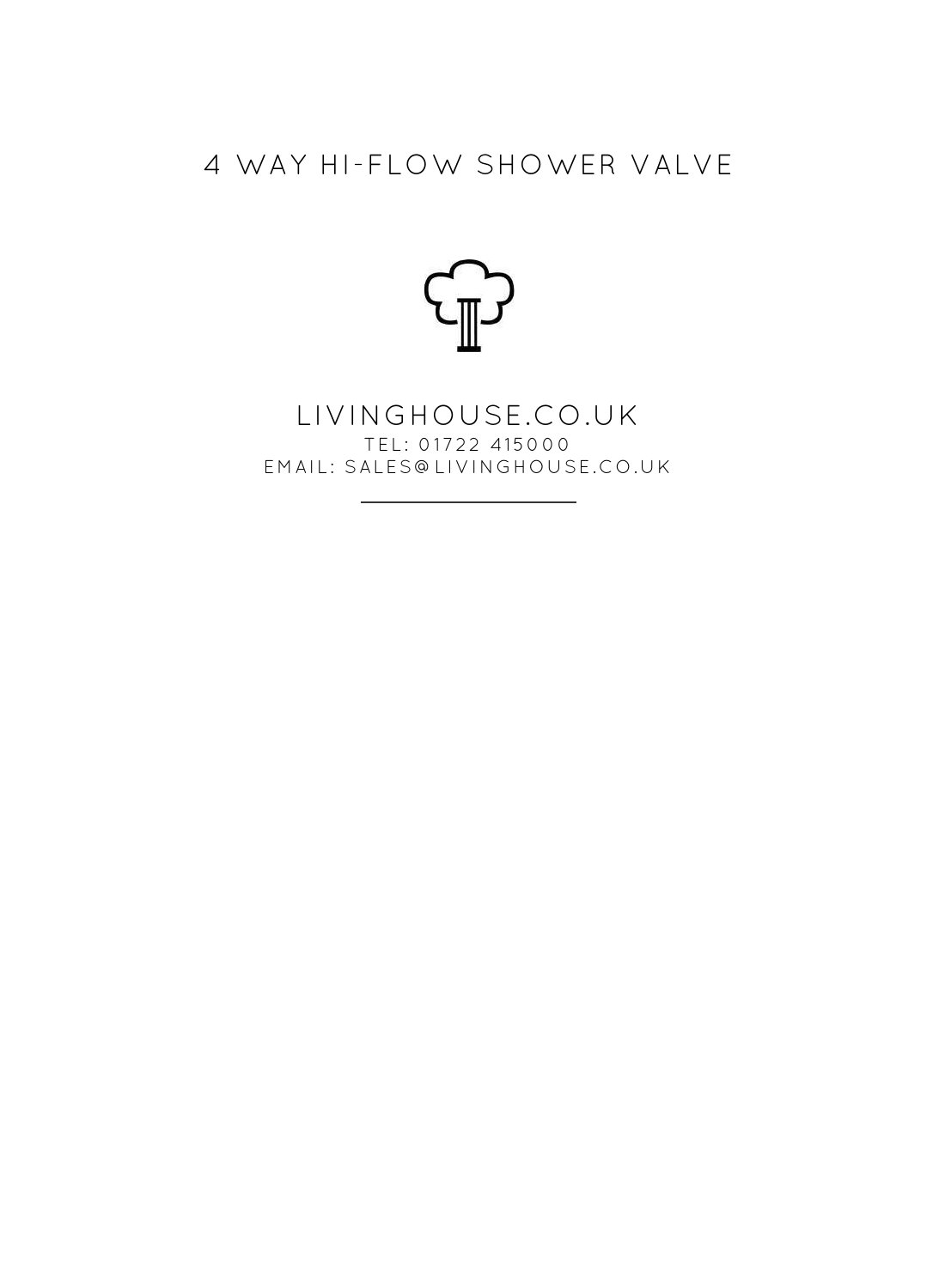# 4 WAY HI-FLOW SHOWER VALVE

LIVINGHOUSE.CO.UK

TEL: 01722 415000

EMAIL: SALES@LIVINGHOUSE.CO.UK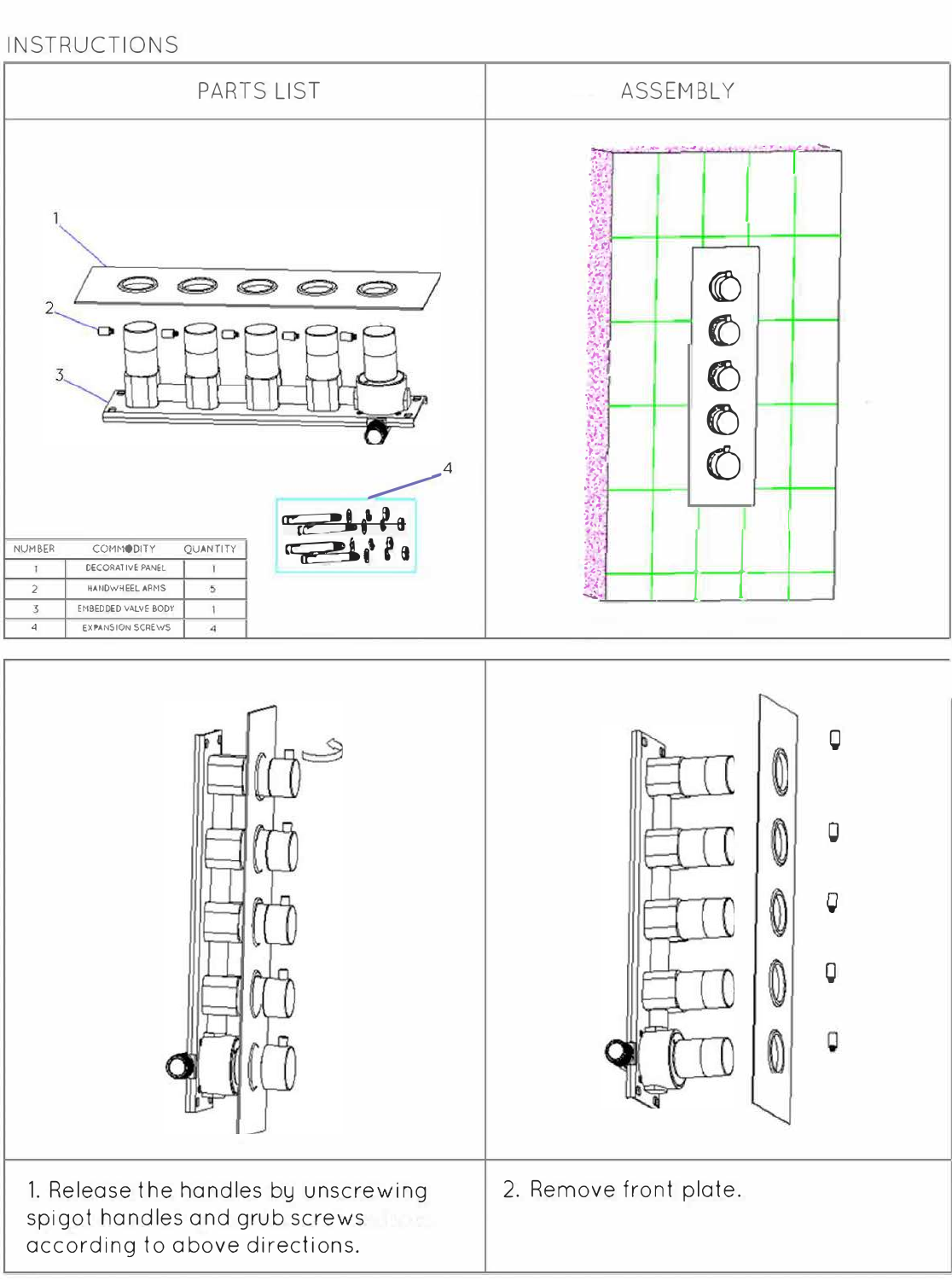INSTRUCTIONS

| PARTS LIST | ASSEMBLY |
|---|---|

1

2

3

4

| NUMBER | COMMODITY | QUANTITY |
|---|---|---|
| 1 | DECORATIVE PANEL | 1 |
| 2 | HANDWHEEL ARMS | 5 |
| 3 | EMBEDDED VALVE BODY | 1 |
| 4 | EXPANSION SCREWS | 4 |

1. Release the handles by unscrewing spigot handles and grub screws according to above directions.

2. Remove front plate.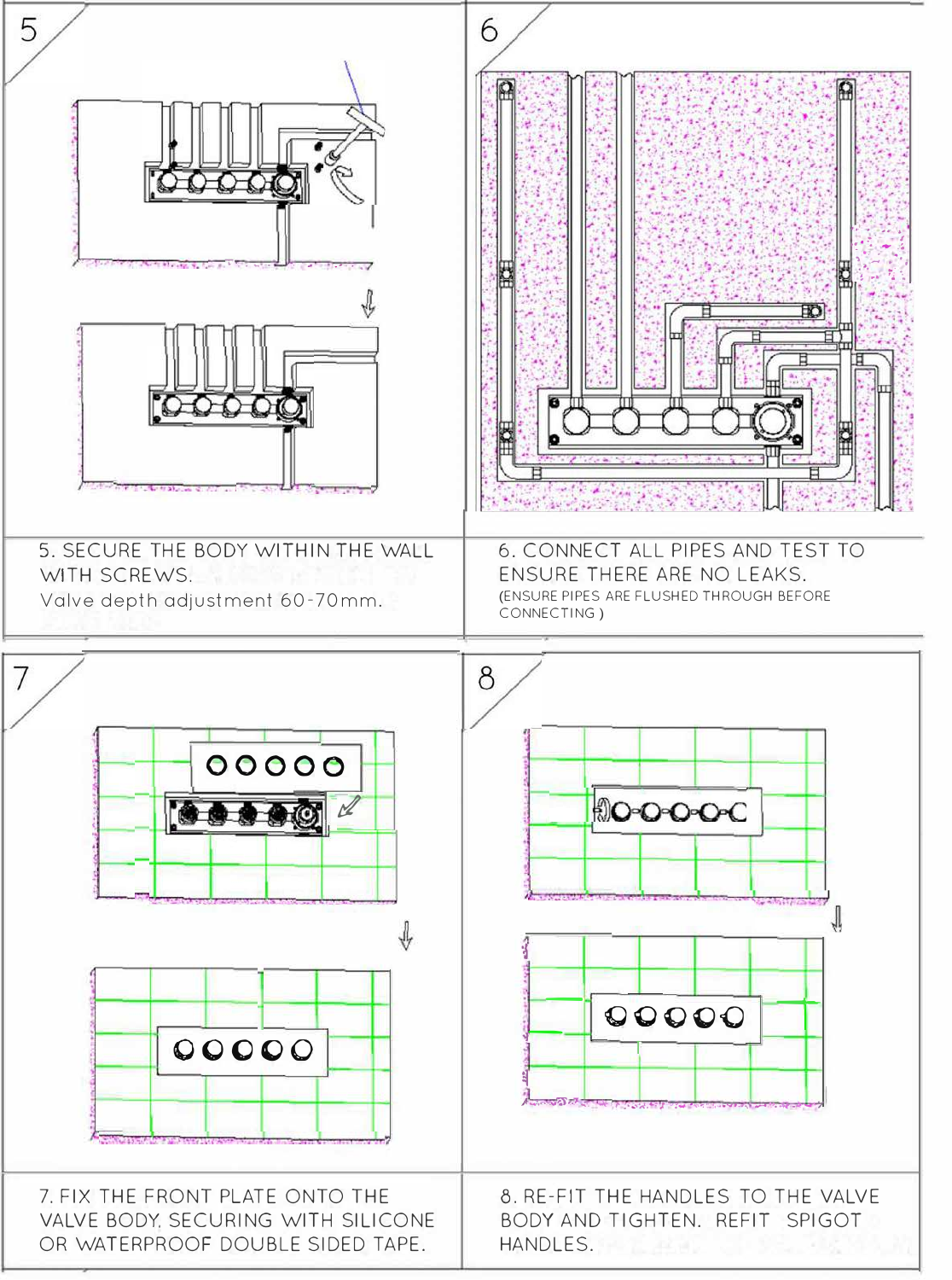5

5. SECURE THE BODY WITHIN THE WALL WITH SCREWS.
Valve depth adjustment 60-70mm.

6

6. CONNECT ALL PIPES AND TEST TO ENSURE THERE ARE NO LEAKS.
(ENSURE PIPES ARE FLUSHED THROUGH BEFORE CONNECTING )

7

7. FIX THE FRONT PLATE ONTO THE VALVE BODY, SECURING WITH SILICONE OR WATERPROOF DOUBLE SIDED TAPE.

8

8. RE-FIT THE HANDLES TO THE VALVE BODY AND TIGHTEN. REFIT SPIGOT HANDLES.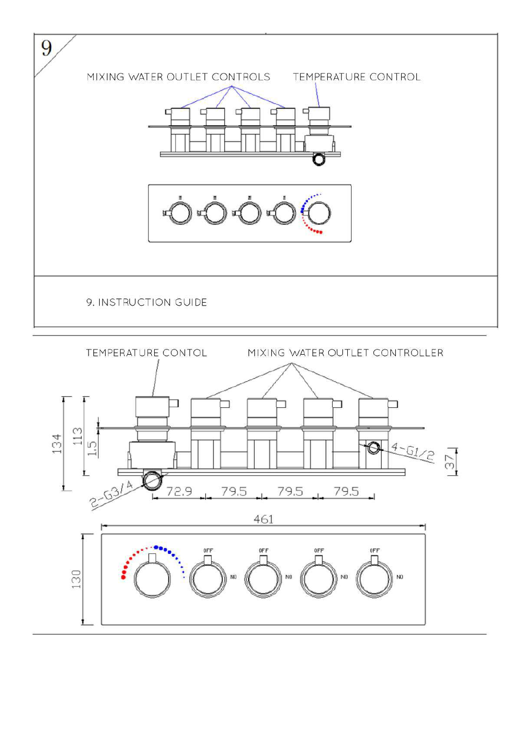9

MIXING WATER OUTLET CONTROLS

TEMPERATURE CONTROL

9. INSTRUCTION GUIDE

TEMPERATURE CONTOL

MIXING WATER OUTLET CONTROLLER

134

113

1.5

4-G1/2

37

2-G3/4

72.9

79.5

79.5

79.5

461

130

OFF

NO

OFF

NO

OFF

NO

OFF

NO